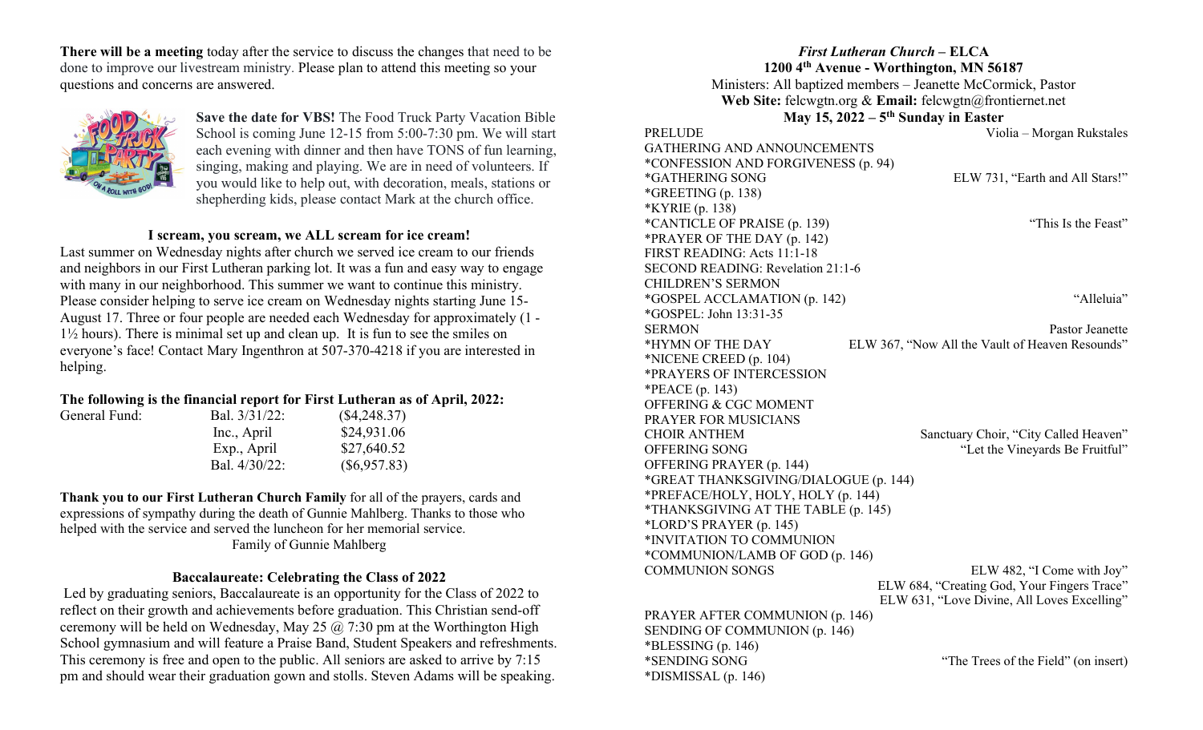**There will be a meeting** today after the service to discuss the changes that need to be done to improve our livestream ministry. Please plan to attend this meeting so your questions and concerns are answered.

**Save the date for VBS!** The Food Truck Party Vacation Bible School is coming June 12-15 from 5:00-7:30 pm. We will start each evening with dinner and then have TONS of fun learning, singing, making and playing. We are in need of volunteers. If you would like to help out, with decoration, meals, stations or shepherding kids, please contact Mark at the church office.

**I scream, you scream, we ALL scream for ice cream!**

Last summer on Wednesday nights after church we served ice cream to our friends and neighbors in our First Lutheran parking lot. It was a fun and easy way to engage with many in our neighborhood. This summer we want to continue this ministry. Please consider helping to serve ice cream on Wednesday nights starting June 15-August 17. Three or four people are needed each Wednesday for approximately (1 - 1½ hours). There is minimal set up and clean up. It is fun to see the smiles on everyone's face! Contact Mary Ingenthron at 507-370-4218 if you are interested in helping.

**The following is the financial report for First Lutheran as of April, 2022:**

| General Fund: | Bal. 3/31/22: | ($4,248.37) |
|---|---|---|
| | Inc., April | $24,931.06 |
| | Exp., April | $27,640.52 |
| | Bal. 4/30/22: | ($6,957.83) |

**Thank you to our First Lutheran Church Family** for all of the prayers, cards and expressions of sympathy during the death of Gunnie Mahlberg. Thanks to those who helped with the service and served the luncheon for her memorial service.

Family of Gunnie Mahlberg

**Baccalaureate: Celebrating the Class of 2022**

Led by graduating seniors, Baccalaureate is an opportunity for the Class of 2022 to reflect on their growth and achievements before graduation. This Christian send-off ceremony will be held on Wednesday, May 25 @ 7:30 pm at the Worthington High School gymnasium and will feature a Praise Band, Student Speakers and refreshments. This ceremony is free and open to the public. All seniors are asked to arrive by 7:15 pm and should wear their graduation gown and stolls. Steven Adams will be speaking.

***First Lutheran Church* – ELCA**

**1200 4th Avenue - Worthington, MN 56187**

Ministers: All baptized members – Jeanette McCormick, Pastor

**Web Site:** felcwgtn.org & **Email:** felcwgtn@frontiernet.net

**May 15, 2022 – 5th Sunday in Easter**

PRELUDE — Violia – Morgan Rukstales
GATHERING AND ANNOUNCEMENTS
*CONFESSION AND FORGIVENESS (p. 94)
*GATHERING SONG — ELW 731, "Earth and All Stars!"
*GREETING (p. 138)
*KYRIE (p. 138)
*CANTICLE OF PRAISE (p. 139) — "This Is the Feast"
*PRAYER OF THE DAY (p. 142)
FIRST READING: Acts 11:1-18
SECOND READING: Revelation 21:1-6
CHILDREN'S SERMON
*GOSPEL ACCLAMATION (p. 142) — "Alleluia"
*GOSPEL: John 13:31-35
SERMON — Pastor Jeanette
*HYMN OF THE DAY — ELW 367, "Now All the Vault of Heaven Resounds"
*NICENE CREED (p. 104)
*PRAYERS OF INTERCESSION
*PEACE (p. 143)
OFFERING & CGC MOMENT
PRAYER FOR MUSICIANS
CHOIR ANTHEM — Sanctuary Choir, "City Called Heaven"
OFFERING SONG — "Let the Vineyards Be Fruitful"
OFFERING PRAYER (p. 144)
*GREAT THANKSGIVING/DIALOGUE (p. 144)
*PREFACE/HOLY, HOLY, HOLY (p. 144)
*THANKSGIVING AT THE TABLE (p. 145)
*LORD'S PRAYER (p. 145)
*INVITATION TO COMMUNION
*COMMUNION/LAMB OF GOD (p. 146)
COMMUNION SONGS — ELW 482, "I Come with Joy"
ELW 684, "Creating God, Your Fingers Trace"
ELW 631, "Love Divine, All Loves Excelling"
PRAYER AFTER COMMUNION (p. 146)
SENDING OF COMMUNION (p. 146)
*BLESSING (p. 146)
*SENDING SONG — "The Trees of the Field" (on insert)
*DISMISSAL (p. 146)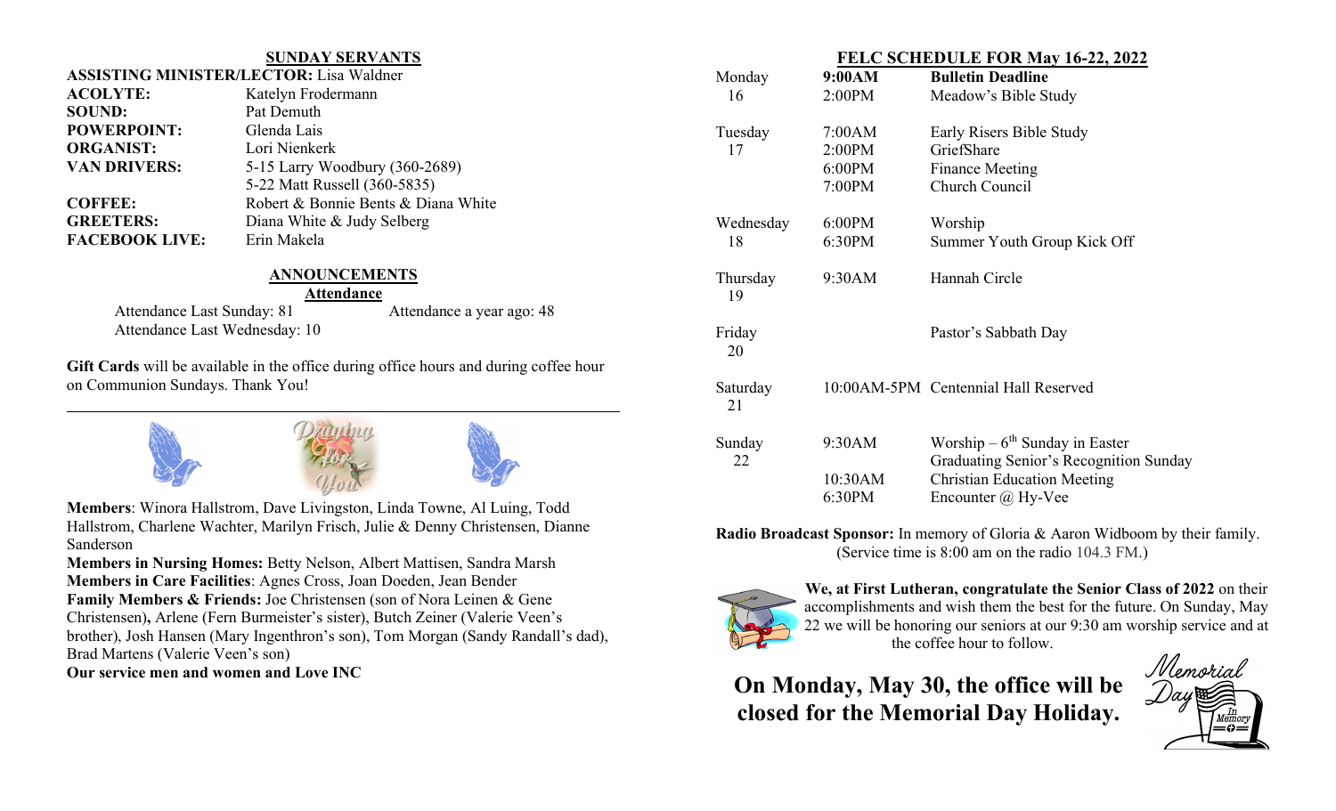## SUNDAY SERVANTS

**ASSISTING MINISTER/LECTOR:** Lisa Waldner

| | |
|---|---|
| **ACOLYTE:** | Katelyn Frodermann |
| **SOUND:** | Pat Demuth |
| **POWERPOINT:** | Glenda Lais |
| **ORGANIST:** | Lori Nienkerk |
| **VAN DRIVERS:** | 5-15 Larry Woodbury (360-2689) |
| | 5-22 Matt Russell (360-5835) |
| **COFFEE:** | Robert & Bonnie Bents & Diana White |
| **GREETERS:** | Diana White & Judy Selberg |
| **FACEBOOK LIVE:** | Erin Makela |

## ANNOUNCEMENTS

### Attendance

Attendance Last Sunday: 81 Attendance a year ago: 48

Attendance Last Wednesday: 10

**Gift Cards** will be available in the office during office hours and during coffee hour on Communion Sundays. Thank You!

---

Praying for You

**Members**: Winora Hallstrom, Dave Livingston, Linda Towne, Al Luing, Todd Hallstrom, Charlene Wachter, Marilyn Frisch, Julie & Denny Christensen, Dianne Sanderson

**Members in Nursing Homes:** Betty Nelson, Albert Mattisen, Sandra Marsh

**Members in Care Facilities**: Agnes Cross, Joan Doeden, Jean Bender

**Family Members & Friends:** Joe Christensen (son of Nora Leinen & Gene Christensen)**,** Arlene (Fern Burmeister's sister), Butch Zeiner (Valerie Veen's brother), Josh Hansen (Mary Ingenthron's son), Tom Morgan (Sandy Randall's dad), Brad Martens (Valerie Veen's son)

**Our service men and women and Love INC**

## FELC SCHEDULE FOR May 16-22, 2022

| Day | Time | Event |
|---|---|---|
| Monday 16 | **9:00AM** | **Bulletin Deadline** |
| | 2:00PM | Meadow's Bible Study |
| Tuesday 17 | 7:00AM | Early Risers Bible Study |
| | 2:00PM | GriefShare |
| | 6:00PM | Finance Meeting |
| | 7:00PM | Church Council |
| Wednesday 18 | 6:00PM | Worship |
| | 6:30PM | Summer Youth Group Kick Off |
| Thursday 19 | 9:30AM | Hannah Circle |
| Friday 20 | | Pastor's Sabbath Day |
| Saturday 21 | 10:00AM-5PM | Centennial Hall Reserved |
| Sunday 22 | 9:30AM | Worship – $6^{th}$ Sunday in Easter |
| | | Graduating Senior's Recognition Sunday |
| | 10:30AM | Christian Education Meeting |
| | 6:30PM | Encounter @ Hy-Vee |

**Radio Broadcast Sponsor:** In memory of Gloria & Aaron Widboom by their family. (Service time is 8:00 am on the radio 104.3 FM.)

**We, at First Lutheran, congratulate the Senior Class of 2022** on their accomplishments and wish them the best for the future. On Sunday, May 22 we will be honoring our seniors at our 9:30 am worship service and at the coffee hour to follow.

**On Monday, May 30, the office will be closed for the Memorial Day Holiday.**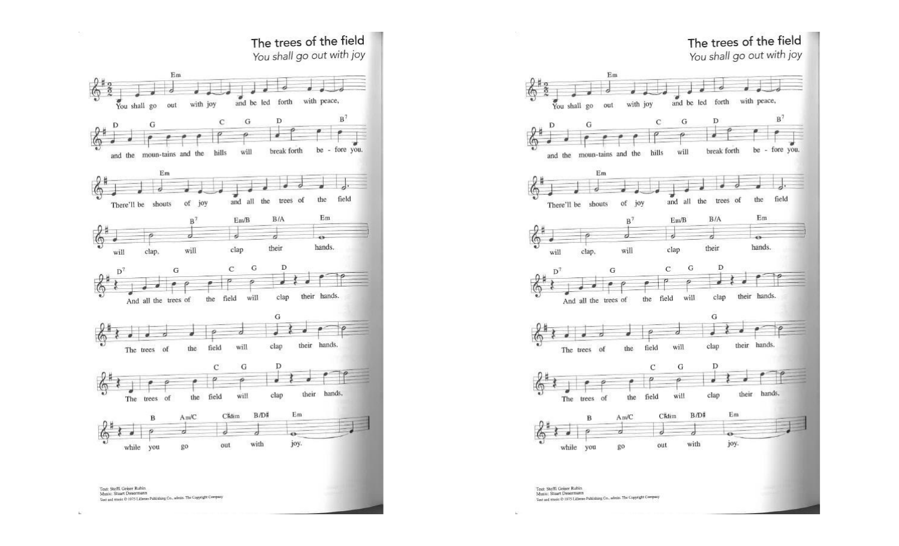# The trees of the field

*You shall go out with joy*

You shall go out with joy and be led forth with peace,
and the moun-tains and the hills will break forth be - fore you.
There'll be shouts of joy and all the trees of the field
will clap, will clap their hands.
And all the trees of the field will clap their hands.
The trees of the field will clap their hands.
The trees of the field will clap their hands,
while you go out with joy.

Text: Steffi Geiser Rubin
Music: Stuart Dauermann
Text and music © 1975 Lillenas Publishing Co., admin. The Copyright Company

# The trees of the field

*You shall go out with joy*

You shall go out with joy and be led forth with peace,
and the moun-tains and the hills will break forth be - fore you.
There'll be shouts of joy and all the trees of the field
will clap, will clap their hands.
And all the trees of the field will clap their hands.
The trees of the field will clap their hands.
The trees of the field will clap their hands,
while you go out with joy.

Text: Steffi Geiser Rubin
Music: Stuart Dauermann
Text and music © 1975 Lillenas Publishing Co., admin. The Copyright Company